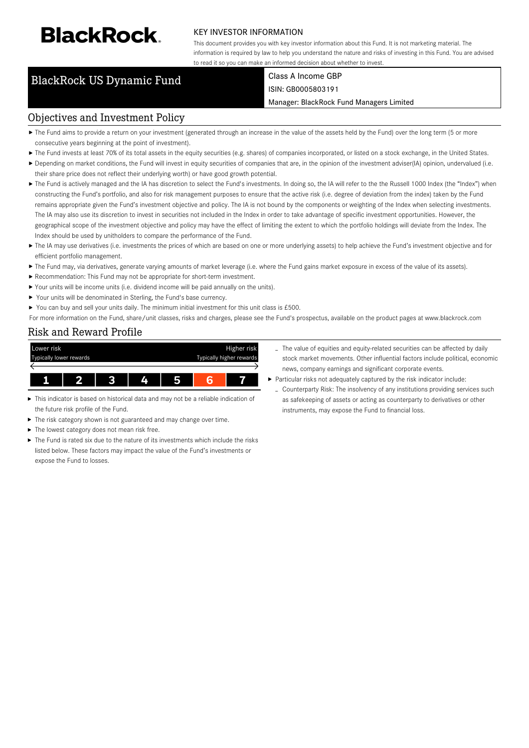# BlackRock

KEY INVESTOR INFORMATION

This document provides you with key investor information about this Fund. It is not marketing material. The information is required by law to help you understand the nature and risks of investing in this Fund. You are advised to read it so you can make an informed decision about whether to invest.

## BlackRock US Dynamic Fund

Class A Income GBP

ISIN: GB0005803191

Manager: BlackRock Fund Managers Limited

## Objectives and Investment Policy

- The Fund aims to provide a return on your investment (generated through an increase in the value of the assets held by the Fund) over the long term (5 or more consecutive years beginning at the point of investment).
- The Fund invests at least 70% of its total assets in the equity securities (e.g. shares) of companies incorporated, or listed on a stock exchange, in the United States.
- Depending on market conditions, the Fund will invest in equity securities of companies that are, in the opinion of the investment adviser(IA) opinion, undervalued (i.e. their share price does not reflect their underlying worth) or have good growth potential.
- The Fund is actively managed and the IA has discretion to select the Fund's investments. In doing so, the IA will refer to the the Russell 1000 Index (the "Index") when constructing the Fund's portfolio, and also for risk management purposes to ensure that the active risk (i.e. degree of deviation from the index) taken by the Fund remains appropriate given the Fund's investment objective and policy. The IA is not bound by the components or weighting of the Index when selecting investments. The IA may also use its discretion to invest in securities not included in the Index in order to take advantage of specific investment opportunities. However, the geographical scope of the investment objective and policy may have the effect of limiting the extent to which the portfolio holdings will deviate from the Index. The Index should be used by unitholders to compare the performance of the Fund.
- The IA may use derivatives (i.e. investments the prices of which are based on one or more underlying assets) to help achieve the Fund's investment objective and for efficient portfolio management.
- The Fund may, via derivatives, generate varying amounts of market leverage (i.e. where the Fund gains market exposure in excess of the value of its assets).
- Recommendation: This Fund may not be appropriate for short-term investment.
- Your units will be income units (i.e. dividend income will be paid annually on the units).
- Your units will be denominated in Sterling, the Fund's base currency.
- You can buy and sell your units daily. The minimum initial investment for this unit class is £500.

For more information on the Fund, share/unit classes, risks and charges, please see the Fund's prospectus, available on the product pages at www.blackrock.com

## Risk and Reward Profile

| Lower risk<br>Typically lower rewards | | | | | | Higher risk<br>Typically higher rewards |
|---|---|---|---|---|---|---|
| 1 | 2 | 3 | 4 | 5 | **6** | 7 |

- This indicator is based on historical data and may not be a reliable indication of the future risk profile of the Fund.
- The risk category shown is not guaranteed and may change over time.
- The lowest category does not mean risk free.
- The Fund is rated six due to the nature of its investments which include the risks listed below. These factors may impact the value of the Fund's investments or expose the Fund to losses.
  - The value of equities and equity-related securities can be affected by daily stock market movements. Other influential factors include political, economic news, company earnings and significant corporate events.
- Particular risks not adequately captured by the risk indicator include:
  - Counterparty Risk: The insolvency of any institutions providing services such as safekeeping of assets or acting as counterparty to derivatives or other instruments, may expose the Fund to financial loss.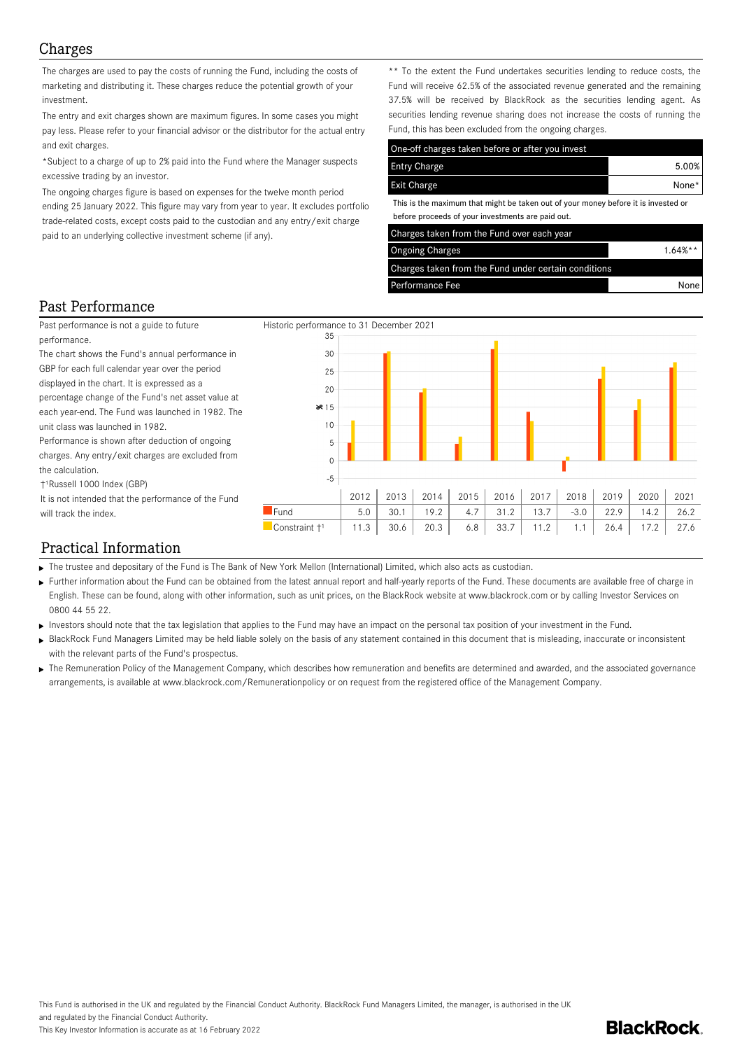## Charges

The charges are used to pay the costs of running the Fund, including the costs of marketing and distributing it. These charges reduce the potential growth of your investment.

The entry and exit charges shown are maximum figures. In some cases you might pay less. Please refer to your financial advisor or the distributor for the actual entry and exit charges.

*Subject to a charge of up to 2% paid into the Fund where the Manager suspects excessive trading by an investor.

The ongoing charges figure is based on expenses for the twelve month period ending 25 January 2022. This figure may vary from year to year. It excludes portfolio trade-related costs, except costs paid to the custodian and any entry/exit charge paid to an underlying collective investment scheme (if any).

** To the extent the Fund undertakes securities lending to reduce costs, the Fund will receive 62.5% of the associated revenue generated and the remaining 37.5% will be received by BlackRock as the securities lending agent. As securities lending revenue sharing does not increase the costs of running the Fund, this has been excluded from the ongoing charges.

| One-off charges taken before or after you invest | |
|---|---|
| Entry Charge | 5.00% |
| Exit Charge | None* |

This is the maximum that might be taken out of your money before it is invested or before proceeds of your investments are paid out.

| Charges taken from the Fund over each year | |
|---|---|
| Ongoing Charges | 1.64%** |
| **Charges taken from the Fund under certain conditions** | |
| Performance Fee | None |

## Past Performance

Past performance is not a guide to future performance.

The chart shows the Fund's annual performance in GBP for each full calendar year over the period displayed in the chart. It is expressed as a percentage change of the Fund's net asset value at each year-end. The Fund was launched in 1982. The unit class was launched in 1982.

Performance is shown after deduction of ongoing charges. Any entry/exit charges are excluded from the calculation.

†[1]Russell 1000 Index (GBP)

It is not intended that the performance of the Fund will track the index.

Historic performance to 31 December 2021

35
30
25
20
%15
10
5
0
-5

| | 2012 | 2013 | 2014 | 2015 | 2016 | 2017 | 2018 | 2019 | 2020 | 2021 |
|---|---|---|---|---|---|---|---|---|---|---|
| Fund | 5.0 | 30.1 | 19.2 | 4.7 | 31.2 | 13.7 | -3.0 | 22.9 | 14.2 | 26.2 |
| Constraint †[1] | 11.3 | 30.6 | 20.3 | 6.8 | 33.7 | 11.2 | 1.1 | 26.4 | 17.2 | 27.6 |

## Practical Information

- The trustee and depositary of the Fund is The Bank of New York Mellon (International) Limited, which also acts as custodian.
- Further information about the Fund can be obtained from the latest annual report and half-yearly reports of the Fund. These documents are available free of charge in English. These can be found, along with other information, such as unit prices, on the BlackRock website at www.blackrock.com or by calling Investor Services on 0800 44 55 22.
- Investors should note that the tax legislation that applies to the Fund may have an impact on the personal tax position of your investment in the Fund.
- BlackRock Fund Managers Limited may be held liable solely on the basis of any statement contained in this document that is misleading, inaccurate or inconsistent with the relevant parts of the Fund's prospectus.
- The Remuneration Policy of the Management Company, which describes how remuneration and benefits are determined and awarded, and the associated governance arrangements, is available at www.blackrock.com/Remunerationpolicy or on request from the registered office of the Management Company.

This Fund is authorised in the UK and regulated by the Financial Conduct Authority. BlackRock Fund Managers Limited, the manager, is authorised in the UK and regulated by the Financial Conduct Authority.

This Key Investor Information is accurate as at 16 February 2022

BlackRock.